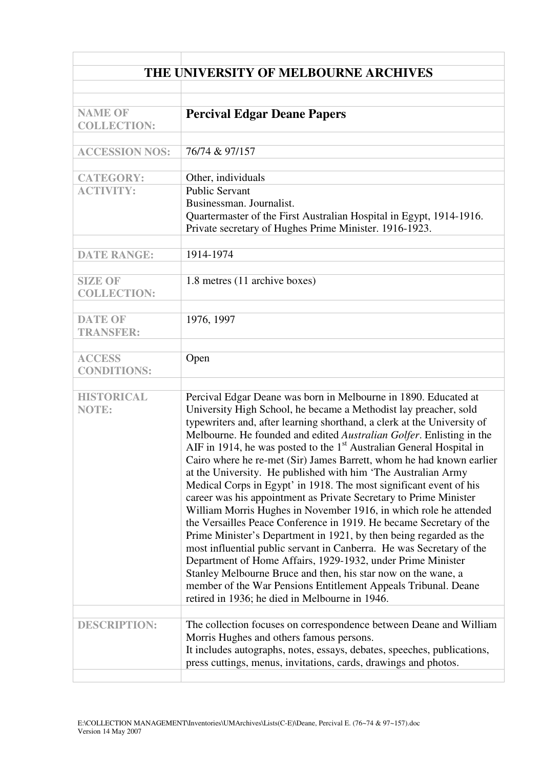# THE UNIVERSITY OF MELBOURNE ARCHIVES

| | |
|---|---|
| **NAME OF COLLECTION:** | **Percival Edgar Deane Papers** |
| **ACCESSION NOS:** | 76/74 & 97/157 |
| **CATEGORY:** | Other, individuals |
| **ACTIVITY:** | Public Servant<br>Businessman. Journalist.<br>Quartermaster of the First Australian Hospital in Egypt, 1914-1916.<br>Private secretary of Hughes Prime Minister. 1916-1923. |
| **DATE RANGE:** | 1914-1974 |
| **SIZE OF COLLECTION:** | 1.8 metres (11 archive boxes) |
| **DATE OF TRANSFER:** | 1976, 1997 |
| **ACCESS CONDITIONS:** | Open |
| **HISTORICAL NOTE:** | Percival Edgar Deane was born in Melbourne in 1890. Educated at University High School, he became a Methodist lay preacher, sold typewriters and, after learning shorthand, a clerk at the University of Melbourne. He founded and edited *Australian Golfer*. Enlisting in the AIF in 1914, he was posted to the 1st Australian General Hospital in Cairo where he re-met (Sir) James Barrett, whom he had known earlier at the University. He published with him 'The Australian Army Medical Corps in Egypt' in 1918. The most significant event of his career was his appointment as Private Secretary to Prime Minister William Morris Hughes in November 1916, in which role he attended the Versailles Peace Conference in 1919. He became Secretary of the Prime Minister's Department in 1921, by then being regarded as the most influential public servant in Canberra. He was Secretary of the Department of Home Affairs, 1929-1932, under Prime Minister Stanley Melbourne Bruce and then, his star now on the wane, a member of the War Pensions Entitlement Appeals Tribunal. Deane retired in 1936; he died in Melbourne in 1946. |
| **DESCRIPTION:** | The collection focuses on correspondence between Deane and William Morris Hughes and others famous persons.<br>It includes autographs, notes, essays, debates, speeches, publications, press cuttings, menus, invitations, cards, drawings and photos. |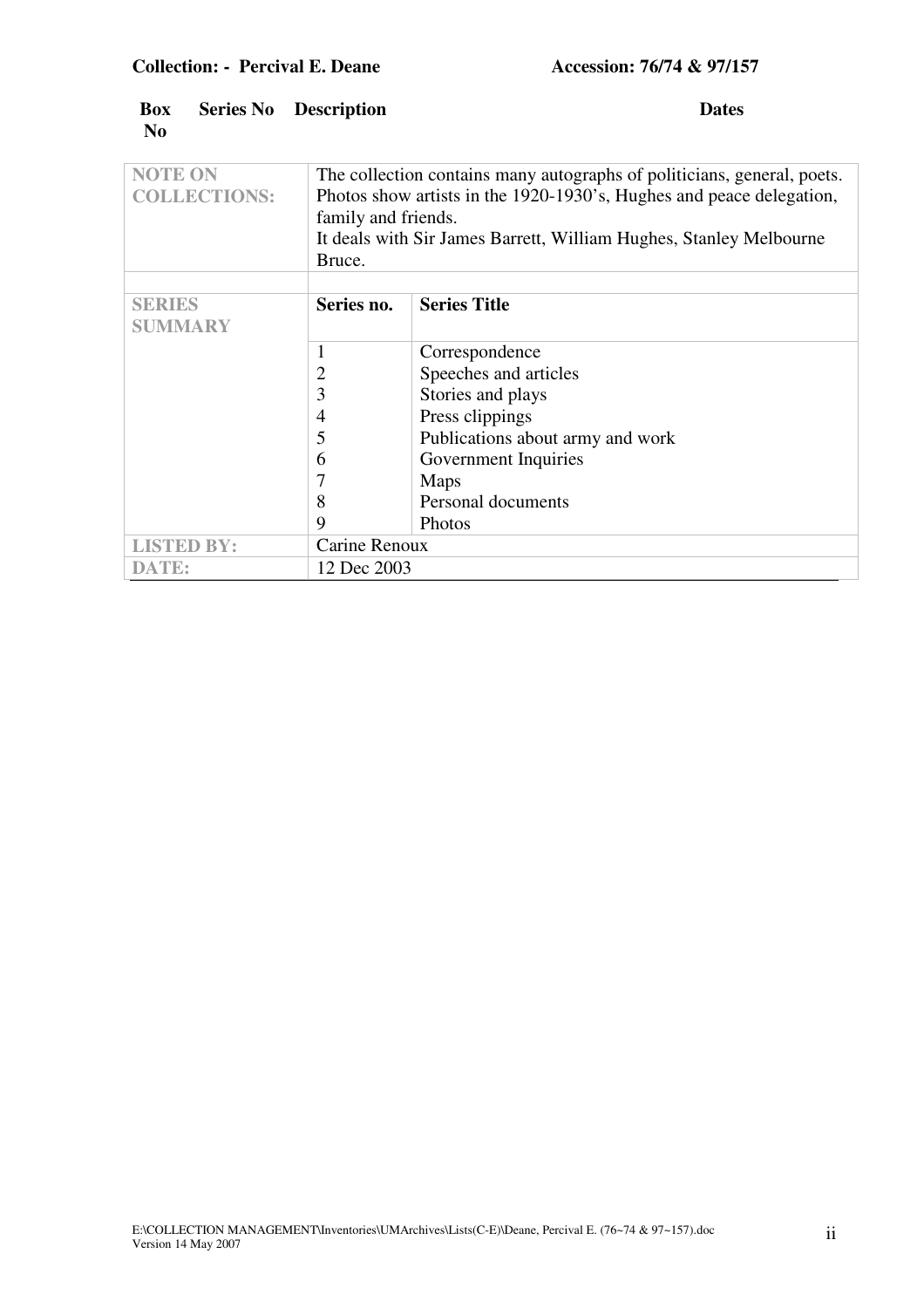**Collection: - Percival E. Deane** **Accession: 76/74 & 97/157**

| Box No | Series No | Description | Dates |
|---|---|---|---|

| | | |
|---|---|---|
| **NOTE ON COLLECTIONS:** | The collection contains many autographs of politicians, general, poets. Photos show artists in the 1920-1930's, Hughes and peace delegation, family and friends. It deals with Sir James Barrett, William Hughes, Stanley Melbourne Bruce. | |
| | | |
| **SERIES SUMMARY** | **Series no.** | **Series Title** |
| | 1 | Correspondence |
| | 2 | Speeches and articles |
| | 3 | Stories and plays |
| | 4 | Press clippings |
| | 5 | Publications about army and work |
| | 6 | Government Inquiries |
| | 7 | Maps |
| | 8 | Personal documents |
| | 9 | Photos |
| **LISTED BY:** | Carine Renoux | |
| **DATE:** | 12 Dec 2003 | |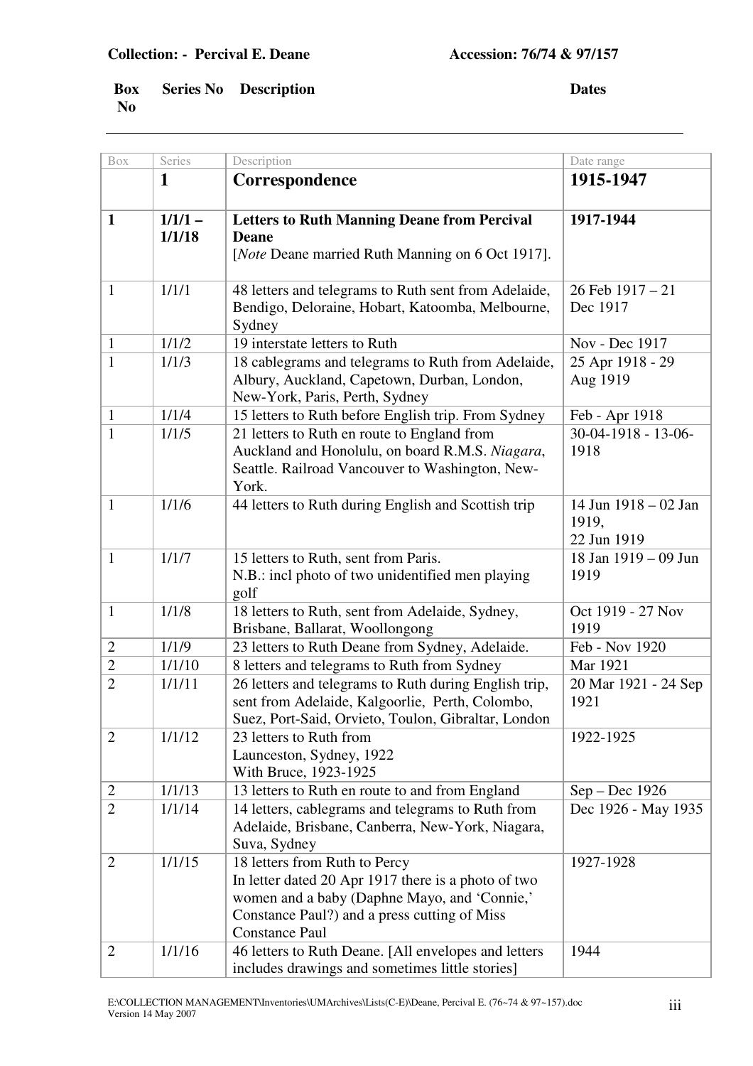**Collection: - Percival E. Deane** **Accession: 76/74 & 97/157**

| Box No | Series No | Description | Dates |
|---|---|---|---|

| Box | Series | Description | Date range |
|---|---|---|---|
| | **1** | **Correspondence** | **1915-1947** |
| **1** | **1/1/1 – 1/1/18** | **Letters to Ruth Manning Deane from Percival Deane** [*Note* Deane married Ruth Manning on 6 Oct 1917]. | **1917-1944** |
| 1 | 1/1/1 | 48 letters and telegrams to Ruth sent from Adelaide, Bendigo, Deloraine, Hobart, Katoomba, Melbourne, Sydney | 26 Feb 1917 – 21 Dec 1917 |
| 1 | 1/1/2 | 19 interstate letters to Ruth | Nov - Dec 1917 |
| 1 | 1/1/3 | 18 cablegrams and telegrams to Ruth from Adelaide, Albury, Auckland, Capetown, Durban, London, New-York, Paris, Perth, Sydney | 25 Apr 1918 - 29 Aug 1919 |
| 1 | 1/1/4 | 15 letters to Ruth before English trip. From Sydney | Feb - Apr 1918 |
| 1 | 1/1/5 | 21 letters to Ruth en route to England from Auckland and Honolulu, on board R.M.S. *Niagara*, Seattle. Railroad Vancouver to Washington, New-York. | 30-04-1918 - 13-06-1918 |
| 1 | 1/1/6 | 44 letters to Ruth during English and Scottish trip | 14 Jun 1918 – 02 Jan 1919, 22 Jun 1919 |
| 1 | 1/1/7 | 15 letters to Ruth, sent from Paris. N.B.: incl photo of two unidentified men playing golf | 18 Jan 1919 – 09 Jun 1919 |
| 1 | 1/1/8 | 18 letters to Ruth, sent from Adelaide, Sydney, Brisbane, Ballarat, Woollongong | Oct 1919 - 27 Nov 1919 |
| 2 | 1/1/9 | 23 letters to Ruth Deane from Sydney, Adelaide. | Feb - Nov 1920 |
| 2 | 1/1/10 | 8 letters and telegrams to Ruth from Sydney | Mar 1921 |
| 2 | 1/1/11 | 26 letters and telegrams to Ruth during English trip, sent from Adelaide, Kalgoorlie, Perth, Colombo, Suez, Port-Said, Orvieto, Toulon, Gibraltar, London | 20 Mar 1921 - 24 Sep 1921 |
| 2 | 1/1/12 | 23 letters to Ruth from Launceston, Sydney, 1922 With Bruce, 1923-1925 | 1922-1925 |
| 2 | 1/1/13 | 13 letters to Ruth en route to and from England | Sep – Dec 1926 |
| 2 | 1/1/14 | 14 letters, cablegrams and telegrams to Ruth from Adelaide, Brisbane, Canberra, New-York, Niagara, Suva, Sydney | Dec 1926 - May 1935 |
| 2 | 1/1/15 | 18 letters from Ruth to Percy In letter dated 20 Apr 1917 there is a photo of two women and a baby (Daphne Mayo, and 'Connie,' Constance Paul?) and a press cutting of Miss Constance Paul | 1927-1928 |
| 2 | 1/1/16 | 46 letters to Ruth Deane. [All envelopes and letters includes drawings and sometimes little stories] | 1944 |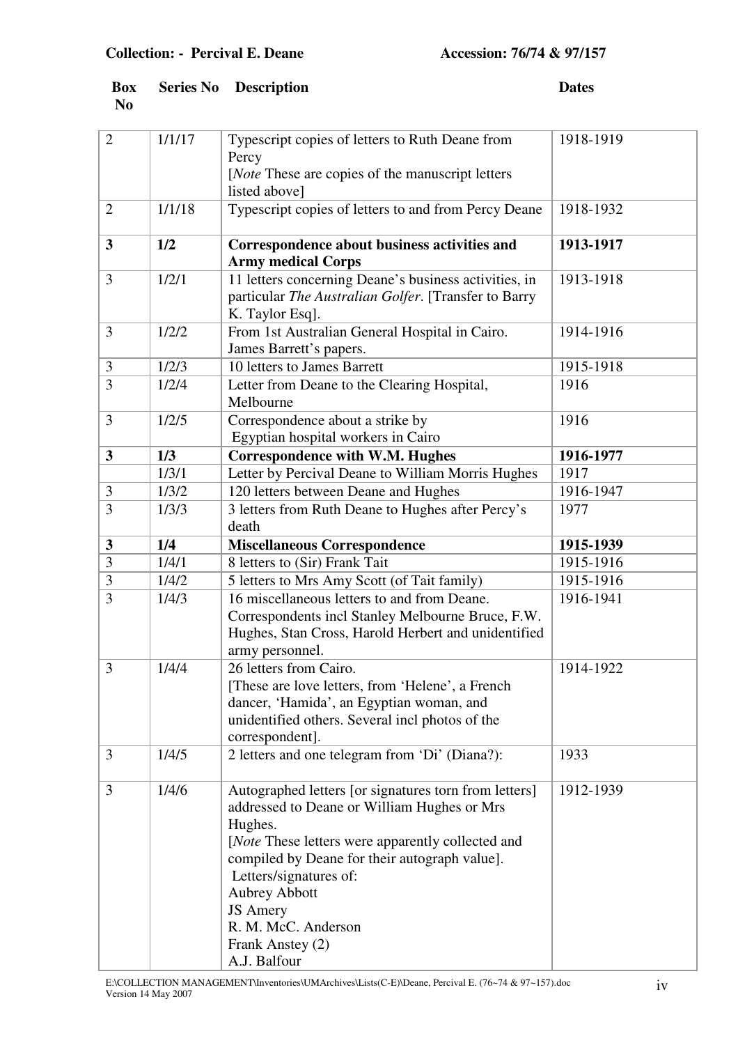**Collection: - Percival E. Deane** **Accession: 76/74 & 97/157**

| Box No | Series No | Description | Dates |
|---|---|---|---|
| 2 | 1/1/17 | Typescript copies of letters to Ruth Deane from Percy [*Note* These are copies of the manuscript letters listed above] | 1918-1919 |
| 2 | 1/1/18 | Typescript copies of letters to and from Percy Deane | 1918-1932 |
| **3** | **1/2** | **Correspondence about business activities and Army medical Corps** | **1913-1917** |
| 3 | 1/2/1 | 11 letters concerning Deane's business activities, in particular *The Australian Golfer*. [Transfer to Barry K. Taylor Esq]. | 1913-1918 |
| 3 | 1/2/2 | From 1st Australian General Hospital in Cairo. James Barrett's papers. | 1914-1916 |
| 3 | 1/2/3 | 10 letters to James Barrett | 1915-1918 |
| 3 | 1/2/4 | Letter from Deane to the Clearing Hospital, Melbourne | 1916 |
| 3 | 1/2/5 | Correspondence about a strike by Egyptian hospital workers in Cairo | 1916 |
| **3** | **1/3** | **Correspondence with W.M. Hughes** | **1916-1977** |
| | 1/3/1 | Letter by Percival Deane to William Morris Hughes | 1917 |
| 3 | 1/3/2 | 120 letters between Deane and Hughes | 1916-1947 |
| 3 | 1/3/3 | 3 letters from Ruth Deane to Hughes after Percy's death | 1977 |
| **3** | **1/4** | **Miscellaneous Correspondence** | **1915-1939** |
| 3 | 1/4/1 | 8 letters to (Sir) Frank Tait | 1915-1916 |
| 3 | 1/4/2 | 5 letters to Mrs Amy Scott (of Tait family) | 1915-1916 |
| 3 | 1/4/3 | 16 miscellaneous letters to and from Deane. Correspondents incl Stanley Melbourne Bruce, F.W. Hughes, Stan Cross, Harold Herbert and unidentified army personnel. | 1916-1941 |
| 3 | 1/4/4 | 26 letters from Cairo. [These are love letters, from 'Helene', a French dancer, 'Hamida', an Egyptian woman, and unidentified others. Several incl photos of the correspondent]. | 1914-1922 |
| 3 | 1/4/5 | 2 letters and one telegram from 'Di' (Diana?): | 1933 |
| 3 | 1/4/6 | Autographed letters [or signatures torn from letters] addressed to Deane or William Hughes or Mrs Hughes. [*Note* These letters were apparently collected and compiled by Deane for their autograph value]. Letters/signatures of: Aubrey Abbott JS Amery R. M. McC. Anderson Frank Anstey (2) A.J. Balfour | 1912-1939 |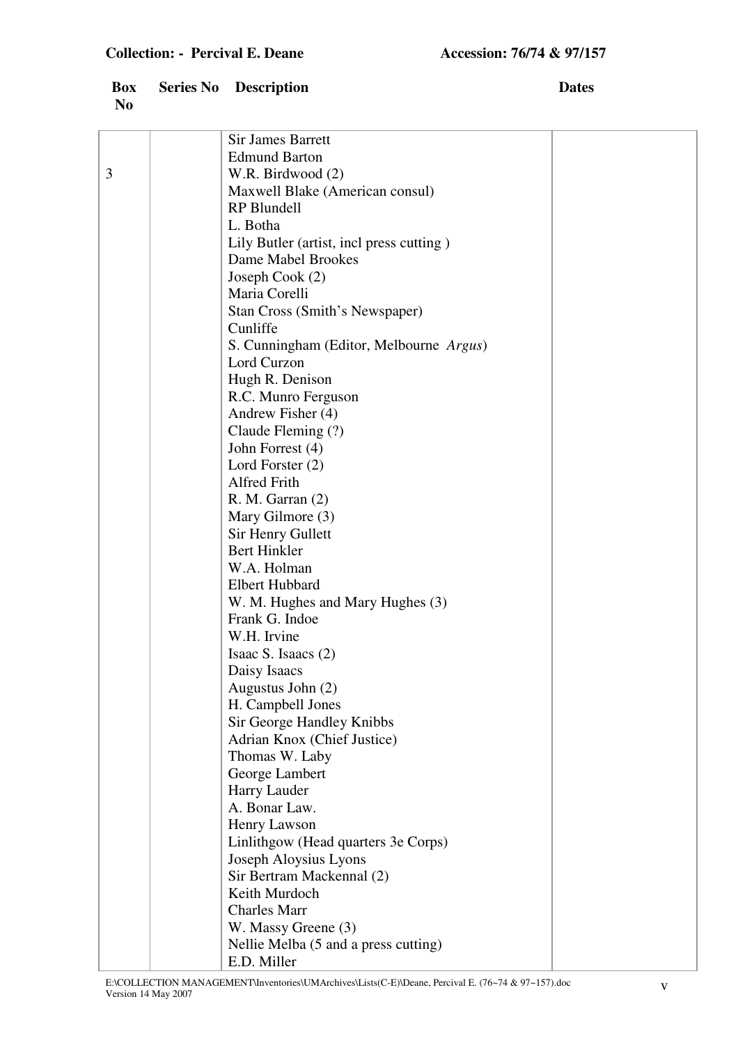**Collection: - Percival E. Deane** **Accession: 76/74 & 97/157**

| Box No | Series No | Description | Dates |
|---|---|---|---|
| 3 | | Sir James Barrett<br>Edmund Barton<br>W.R. Birdwood (2)<br>Maxwell Blake (American consul)<br>RP Blundell<br>L. Botha<br>Lily Butler (artist, incl press cutting )<br>Dame Mabel Brookes<br>Joseph Cook (2)<br>Maria Corelli<br>Stan Cross (Smith's Newspaper)<br>Cunliffe<br>S. Cunningham (Editor, Melbourne *Argus*)<br>Lord Curzon<br>Hugh R. Denison<br>R.C. Munro Ferguson<br>Andrew Fisher (4)<br>Claude Fleming (?)<br>John Forrest (4)<br>Lord Forster (2)<br>Alfred Frith<br>R. M. Garran (2)<br>Mary Gilmore (3)<br>Sir Henry Gullett<br>Bert Hinkler<br>W.A. Holman<br>Elbert Hubbard<br>W. M. Hughes and Mary Hughes (3)<br>Frank G. Indoe<br>W.H. Irvine<br>Isaac S. Isaacs (2)<br>Daisy Isaacs<br>Augustus John (2)<br>H. Campbell Jones<br>Sir George Handley Knibbs<br>Adrian Knox (Chief Justice)<br>Thomas W. Laby<br>George Lambert<br>Harry Lauder<br>A. Bonar Law.<br>Henry Lawson<br>Linlithgow (Head quarters 3e Corps)<br>Joseph Aloysius Lyons<br>Sir Bertram Mackennal (2)<br>Keith Murdoch<br>Charles Marr<br>W. Massy Greene (3)<br>Nellie Melba (5 and a press cutting)<br>E.D. Miller | |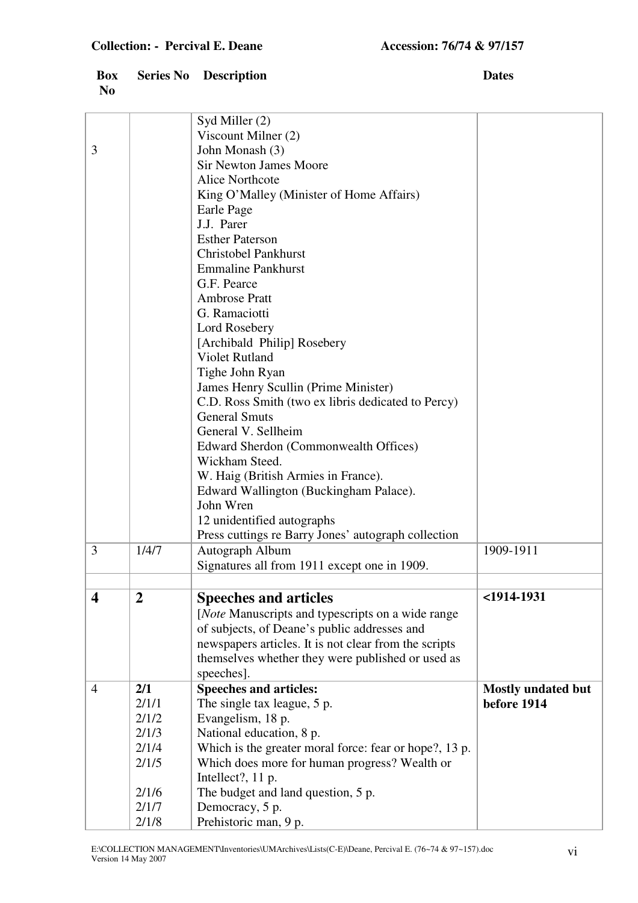**Collection: - Percival E. Deane** **Accession: 76/74 & 97/157**

| Box No | Series No | Description | Dates |
|---|---|---|---|
| 3 | | Syd Miller (2)<br>Viscount Milner (2)<br>John Monash (3)<br>Sir Newton James Moore<br>Alice Northcote<br>King O'Malley (Minister of Home Affairs)<br>Earle Page<br>J.J. Parer<br>Esther Paterson<br>Christobel Pankhurst<br>Emmaline Pankhurst<br>G.F. Pearce<br>Ambrose Pratt<br>G. Ramaciotti<br>Lord Rosebery<br>[Archibald Philip] Rosebery<br>Violet Rutland<br>Tighe John Ryan<br>James Henry Scullin (Prime Minister)<br>C.D. Ross Smith (two ex libris dedicated to Percy)<br>General Smuts<br>General V. Sellheim<br>Edward Sherdon (Commonwealth Offices)<br>Wickham Steed.<br>W. Haig (British Armies in France).<br>Edward Wallington (Buckingham Palace).<br>John Wren<br>12 unidentified autographs<br>Press cuttings re Barry Jones' autograph collection | |
| 3 | 1/4/7 | Autograph Album<br>Signatures all from 1911 except one in 1909. | 1909-1911 |
| | | | |
| **4** | **2** | **Speeches and articles**<br>[*Note* Manuscripts and typescripts on a wide range of subjects, of Deane's public addresses and newspapers articles. It is not clear from the scripts themselves whether they were published or used as speeches]. | **<1914-1931** |
| 4 | **2/1**<br>2/1/1<br>2/1/2<br>2/1/3<br>2/1/4<br>2/1/5<br><br>2/1/6<br>2/1/7<br>2/1/8 | **Speeches and articles:**<br>The single tax league, 5 p.<br>Evangelism, 18 p.<br>National education, 8 p.<br>Which is the greater moral force: fear or hope?, 13 p.<br>Which does more for human progress? Wealth or Intellect?, 11 p.<br>The budget and land question, 5 p.<br>Democracy, 5 p.<br>Prehistoric man, 9 p. | **Mostly undated but before 1914** |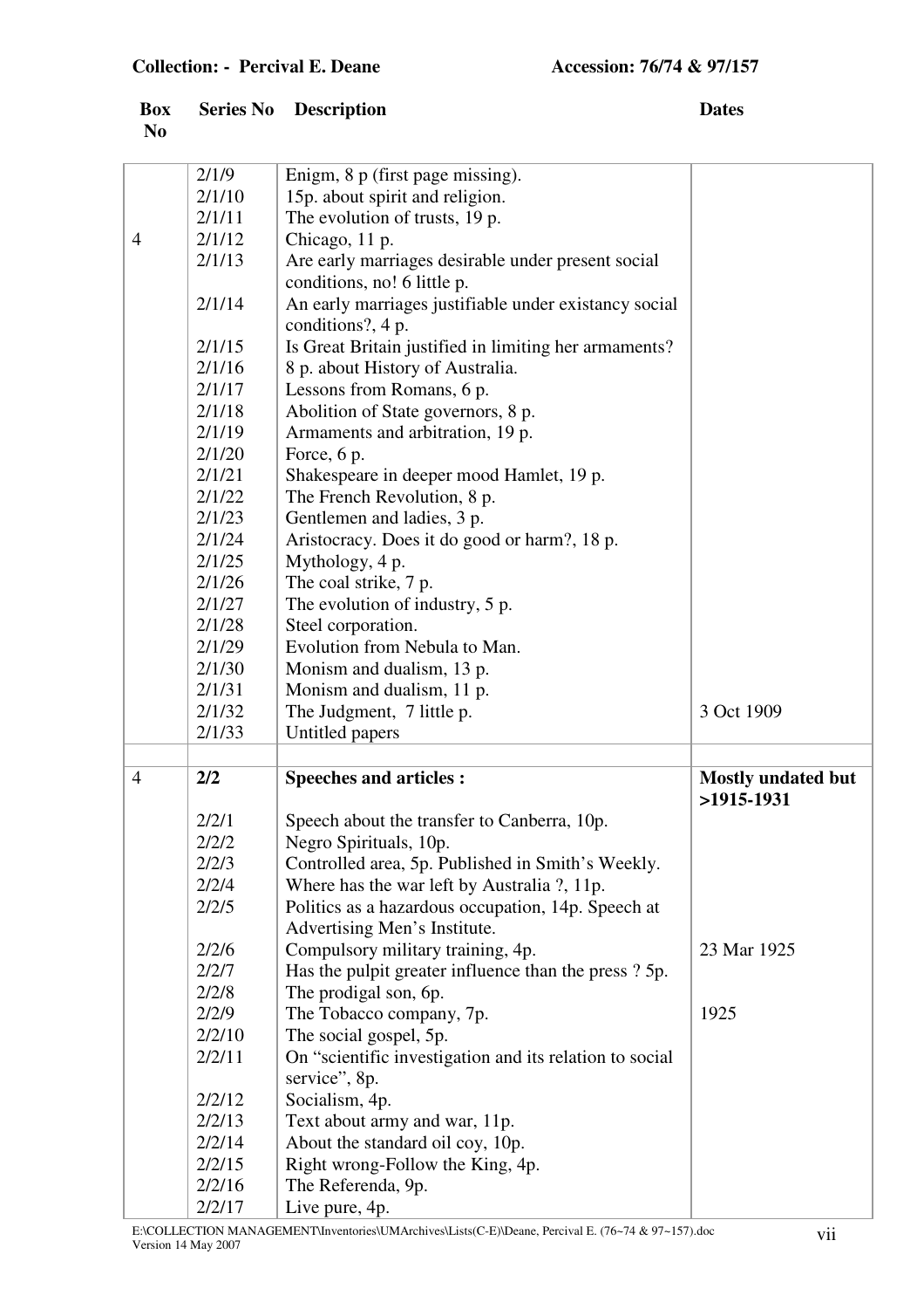**Collection: - Percival E. Deane** **Accession: 76/74 & 97/157**

| Box No | Series No | Description | Dates |
|---|---|---|---|
| | 2/1/9 | Enigm, 8 p (first page missing). | |
| | 2/1/10 | 15p. about spirit and religion. | |
| | 2/1/11 | The evolution of trusts, 19 p. | |
| 4 | 2/1/12 | Chicago, 11 p. | |
| | 2/1/13 | Are early marriages desirable under present social conditions, no! 6 little p. | |
| | 2/1/14 | An early marriages justifiable under existancy social conditions?, 4 p. | |
| | 2/1/15 | Is Great Britain justified in limiting her armaments? | |
| | 2/1/16 | 8 p. about History of Australia. | |
| | 2/1/17 | Lessons from Romans, 6 p. | |
| | 2/1/18 | Abolition of State governors, 8 p. | |
| | 2/1/19 | Armaments and arbitration, 19 p. | |
| | 2/1/20 | Force, 6 p. | |
| | 2/1/21 | Shakespeare in deeper mood Hamlet, 19 p. | |
| | 2/1/22 | The French Revolution, 8 p. | |
| | 2/1/23 | Gentlemen and ladies, 3 p. | |
| | 2/1/24 | Aristocracy. Does it do good or harm?, 18 p. | |
| | 2/1/25 | Mythology, 4 p. | |
| | 2/1/26 | The coal strike, 7 p. | |
| | 2/1/27 | The evolution of industry, 5 p. | |
| | 2/1/28 | Steel corporation. | |
| | 2/1/29 | Evolution from Nebula to Man. | |
| | 2/1/30 | Monism and dualism, 13 p. | |
| | 2/1/31 | Monism and dualism, 11 p. | |
| | 2/1/32 | The Judgment, 7 little p. | 3 Oct 1909 |
| | 2/1/33 | Untitled papers | |
| | | | |
| 4 | **2/2** | **Speeches and articles :** | **Mostly undated but >1915-1931** |
| | 2/2/1 | Speech about the transfer to Canberra, 10p. | |
| | 2/2/2 | Negro Spirituals, 10p. | |
| | 2/2/3 | Controlled area, 5p. Published in Smith's Weekly. | |
| | 2/2/4 | Where has the war left by Australia ?, 11p. | |
| | 2/2/5 | Politics as a hazardous occupation, 14p. Speech at Advertising Men's Institute. | |
| | 2/2/6 | Compulsory military training, 4p. | 23 Mar 1925 |
| | 2/2/7 | Has the pulpit greater influence than the press ? 5p. | |
| | 2/2/8 | The prodigal son, 6p. | |
| | 2/2/9 | The Tobacco company, 7p. | 1925 |
| | 2/2/10 | The social gospel, 5p. | |
| | 2/2/11 | On "scientific investigation and its relation to social service", 8p. | |
| | 2/2/12 | Socialism, 4p. | |
| | 2/2/13 | Text about army and war, 11p. | |
| | 2/2/14 | About the standard oil coy, 10p. | |
| | 2/2/15 | Right wrong-Follow the King, 4p. | |
| | 2/2/16 | The Referenda, 9p. | |
| | 2/2/17 | Live pure, 4p. | |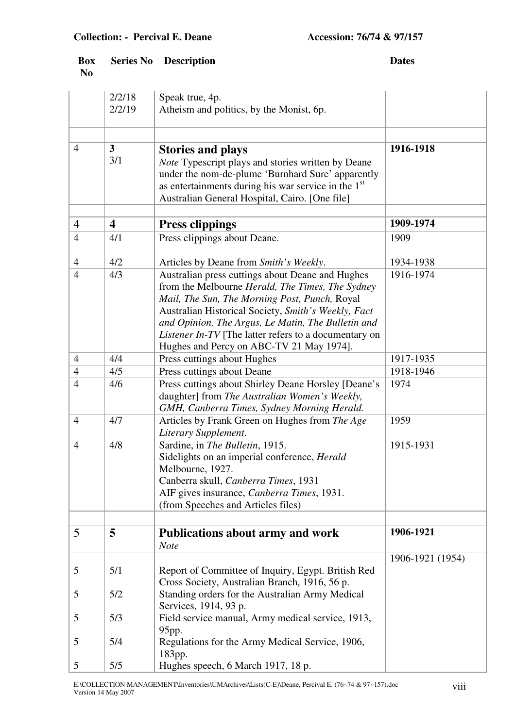**Collection: - Percival E. Deane** **Accession: 76/74 & 97/157**

| Box No | Series No | Description | Dates |
|---|---|---|---|
| | 2/2/18<br>2/2/19 | Speak true, 4p.<br>Atheism and politics, by the Monist, 6p. | |
| | | | |
| 4 | **3**<br>3/1 | **Stories and plays**<br>*Note* Typescript plays and stories written by Deane under the nom-de-plume 'Burnhard Sure' apparently as entertainments during his war service in the 1st Australian General Hospital, Cairo. [One file] | **1916-1918** |
| | | | |
| 4 | **4** | **Press clippings** | **1909-1974** |
| 4 | 4/1 | Press clippings about Deane. | 1909 |
| 4 | 4/2 | Articles by Deane from *Smith's Weekly*. | 1934-1938 |
| 4 | 4/3 | Australian press cuttings about Deane and Hughes from the Melbourne *Herald, The Times, The Sydney Mail, The Sun, The Morning Post, Punch,* Royal Australian Historical Society, *Smith's Weekly, Fact and Opinion, The Argus, Le Matin, The Bulletin and Listener In-TV* [The latter refers to a documentary on Hughes and Percy on ABC-TV 21 May 1974]. | 1916-1974 |
| 4 | 4/4 | Press cuttings about Hughes | 1917-1935 |
| 4 | 4/5 | Press cuttings about Deane | 1918-1946 |
| 4 | 4/6 | Press cuttings about Shirley Deane Horsley [Deane's daughter] from *The Australian Women's Weekly, GMH, Canberra Times, Sydney Morning Herald.* | 1974 |
| 4 | 4/7 | Articles by Frank Green on Hughes from *The Age Literary Supplement*. | 1959 |
| 4 | 4/8 | Sardine, in *The Bulletin*, 1915.<br>Sidelights on an imperial conference, *Herald* Melbourne, 1927.<br>Canberra skull, *Canberra Times*, 1931<br>AIF gives insurance, *Canberra Times*, 1931.<br>(from Speeches and Articles files) | 1915-1931 |
| | | | |
| 5 | **5** | **Publications about army and work**<br>*Note* | **1906-1921** |
| | | | 1906-1921 (1954) |
| 5 | 5/1 | Report of Committee of Inquiry, Egypt. British Red Cross Society, Australian Branch, 1916, 56 p. | |
| 5 | 5/2 | Standing orders for the Australian Army Medical Services, 1914, 93 p. | |
| 5 | 5/3 | Field service manual, Army medical service, 1913, 95pp. | |
| 5 | 5/4 | Regulations for the Army Medical Service, 1906, 183pp. | |
| 5 | 5/5 | Hughes speech, 6 March 1917, 18 p. | |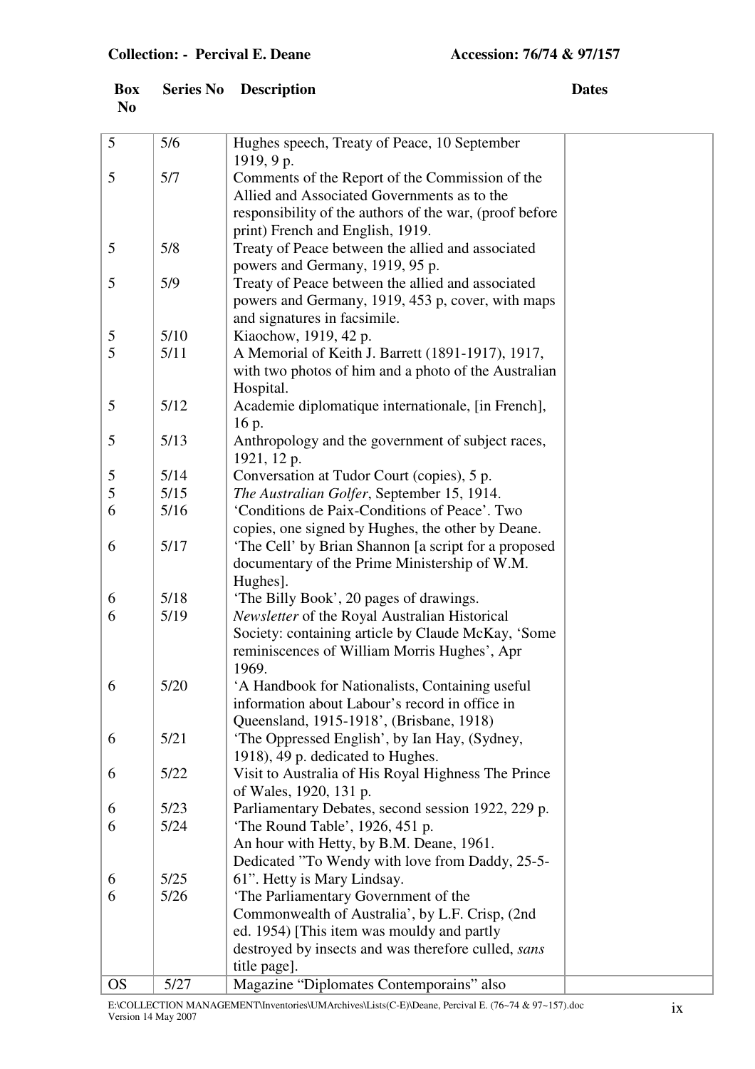**Collection: - Percival E. Deane** **Accession: 76/74 & 97/157**

| Box No | Series No | Description | Dates |
|---|---|---|---|
| 5 | 5/6 | Hughes speech, Treaty of Peace, 10 September 1919, 9 p. | |
| 5 | 5/7 | Comments of the Report of the Commission of the Allied and Associated Governments as to the responsibility of the authors of the war, (proof before print) French and English, 1919. | |
| 5 | 5/8 | Treaty of Peace between the allied and associated powers and Germany, 1919, 95 p. | |
| 5 | 5/9 | Treaty of Peace between the allied and associated powers and Germany, 1919, 453 p, cover, with maps and signatures in facsimile. | |
| 5 | 5/10 | Kiaochow, 1919, 42 p. | |
| 5 | 5/11 | A Memorial of Keith J. Barrett (1891-1917), 1917, with two photos of him and a photo of the Australian Hospital. | |
| 5 | 5/12 | Academie diplomatique internationale, [in French], 16 p. | |
| 5 | 5/13 | Anthropology and the government of subject races, 1921, 12 p. | |
| 5 | 5/14 | Conversation at Tudor Court (copies), 5 p. | |
| 5 | 5/15 | *The Australian Golfer*, September 15, 1914. | |
| 6 | 5/16 | 'Conditions de Paix-Conditions of Peace'. Two copies, one signed by Hughes, the other by Deane. | |
| 6 | 5/17 | 'The Cell' by Brian Shannon [a script for a proposed documentary of the Prime Ministership of W.M. Hughes]. | |
| 6 | 5/18 | 'The Billy Book', 20 pages of drawings. | |
| 6 | 5/19 | *Newsletter* of the Royal Australian Historical Society: containing article by Claude McKay, 'Some reminiscences of William Morris Hughes', Apr 1969. | |
| 6 | 5/20 | 'A Handbook for Nationalists, Containing useful information about Labour's record in office in Queensland, 1915-1918', (Brisbane, 1918) | |
| 6 | 5/21 | 'The Oppressed English', by Ian Hay, (Sydney, 1918), 49 p. dedicated to Hughes. | |
| 6 | 5/22 | Visit to Australia of His Royal Highness The Prince of Wales, 1920, 131 p. | |
| 6 | 5/23 | Parliamentary Debates, second session 1922, 229 p. | |
| 6 | 5/24 | 'The Round Table', 1926, 451 p. | |
| 6 | 5/25 | An hour with Hetty, by B.M. Deane, 1961. Dedicated "To Wendy with love from Daddy, 25-5-61". Hetty is Mary Lindsay. | |
| 6 | 5/26 | 'The Parliamentary Government of the Commonwealth of Australia', by L.F. Crisp, (2nd ed. 1954) [This item was mouldy and partly destroyed by insects and was therefore culled, *sans* title page]. | |
| OS | 5/27 | Magazine "Diplomates Contemporains" also | |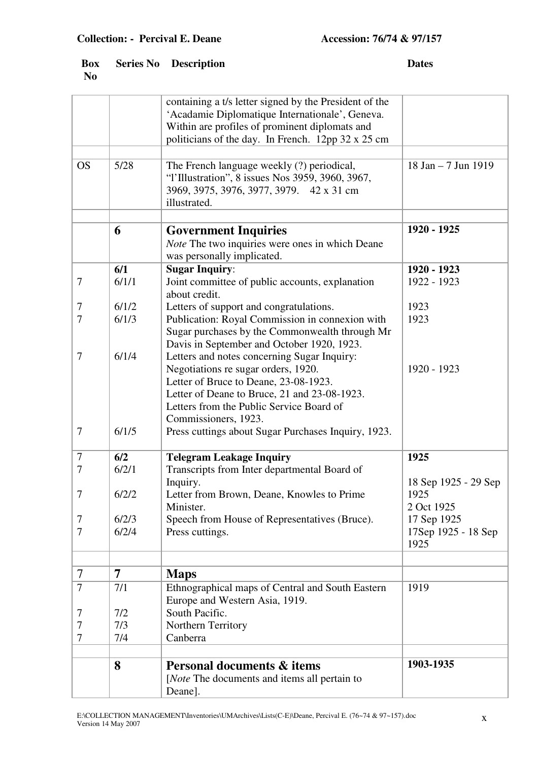**Collection: - Percival E. Deane** **Accession: 76/74 & 97/157**

| Box No | Series No | Description | Dates |
|---|---|---|---|
| | | containing a t/s letter signed by the President of the 'Acadamie Diplomatique Internationale', Geneva. Within are profiles of prominent diplomats and politicians of the day. In French. 12pp 32 x 25 cm | |
| | | | |
| OS | 5/28 | The French language weekly (?) periodical, "l'Illustration", 8 issues Nos 3959, 3960, 3967, 3969, 3975, 3976, 3977, 3979. 42 x 31 cm illustrated. | 18 Jan – 7 Jun 1919 |
| | | | |
| | **6** | **Government Inquiries** *Note* The two inquiries were ones in which Deane was personally implicated. | **1920 - 1925** |
| | **6/1** | **Sugar Inquiry**: | **1920 - 1923** |
| 7 | 6/1/1 | Joint committee of public accounts, explanation about credit. | 1922 - 1923 |
| 7 | 6/1/2 | Letters of support and congratulations. | 1923 |
| 7 | 6/1/3 | Publication: Royal Commission in connexion with Sugar purchases by the Commonwealth through Mr Davis in September and October 1920, 1923. | 1923 |
| 7 | 6/1/4 | Letters and notes concerning Sugar Inquiry: Negotiations re sugar orders, 1920. Letter of Bruce to Deane, 23-08-1923. Letter of Deane to Bruce, 21 and 23-08-1923. Letters from the Public Service Board of Commissioners, 1923. | 1920 - 1923 |
| 7 | 6/1/5 | Press cuttings about Sugar Purchases Inquiry, 1923. | |
| 7 | **6/2** | **Telegram Leakage Inquiry** | **1925** |
| 7 | 6/2/1 | Transcripts from Inter departmental Board of Inquiry. | 18 Sep 1925 - 29 Sep 1925 |
| 7 | 6/2/2 | Letter from Brown, Deane, Knowles to Prime Minister. | 2 Oct 1925 |
| 7 | 6/2/3 | Speech from House of Representatives (Bruce). | 17 Sep 1925 |
| 7 | 6/2/4 | Press cuttings. | 17Sep 1925 - 18 Sep 1925 |
| | | | |
| 7 | **7** | **Maps** | |
| 7 | 7/1 | Ethnographical maps of Central and South Eastern Europe and Western Asia, 1919. | 1919 |
| 7 | 7/2 | South Pacific. | |
| 7 | 7/3 | Northern Territory | |
| 7 | 7/4 | Canberra | |
| | | | |
| | **8** | **Personal documents & items** [*Note* The documents and items all pertain to Deane]. | **1903-1935** |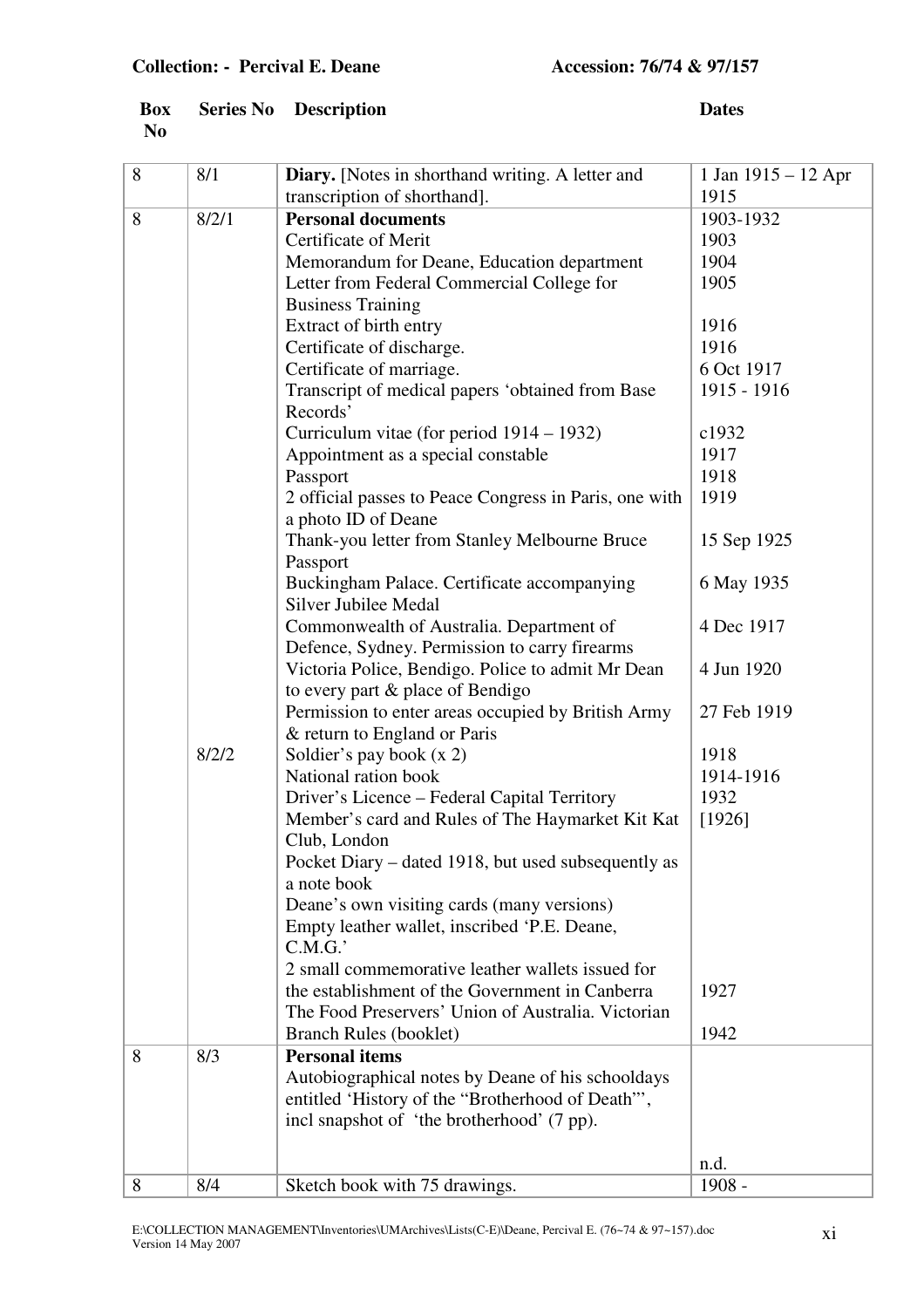**Collection: - Percival E. Deane** **Accession: 76/74 & 97/157**

| Box No | Series No | Description | Dates |
|---|---|---|---|
| 8 | 8/1 | **Diary.** [Notes in shorthand writing. A letter and transcription of shorthand]. | 1 Jan 1915 – 12 Apr 1915 |
| 8 | 8/2/1 | **Personal documents** | 1903-1932 |
| | | Certificate of Merit | 1903 |
| | | Memorandum for Deane, Education department | 1904 |
| | | Letter from Federal Commercial College for Business Training | 1905 |
| | | Extract of birth entry | 1916 |
| | | Certificate of discharge. | 1916 |
| | | Certificate of marriage. | 6 Oct 1917 |
| | | Transcript of medical papers 'obtained from Base Records' | 1915 - 1916 |
| | | Curriculum vitae (for period 1914 – 1932) | c1932 |
| | | Appointment as a special constable | 1917 |
| | | Passport | 1918 |
| | | 2 official passes to Peace Congress in Paris, one with a photo ID of Deane | 1919 |
| | | Thank-you letter from Stanley Melbourne Bruce | 15 Sep 1925 |
| | | Passport | |
| | | Buckingham Palace. Certificate accompanying Silver Jubilee Medal | 6 May 1935 |
| | | Commonwealth of Australia. Department of Defence, Sydney. Permission to carry firearms | 4 Dec 1917 |
| | | Victoria Police, Bendigo. Police to admit Mr Dean to every part & place of Bendigo | 4 Jun 1920 |
| | | Permission to enter areas occupied by British Army & return to England or Paris | 27 Feb 1919 |
| | 8/2/2 | Soldier's pay book (x 2) | 1918 |
| | | National ration book | 1914-1916 |
| | | Driver's Licence – Federal Capital Territory | 1932 |
| | | Member's card and Rules of The Haymarket Kit Kat Club, London | [1926] |
| | | Pocket Diary – dated 1918, but used subsequently as a note book | |
| | | Deane's own visiting cards (many versions) | |
| | | Empty leather wallet, inscribed 'P.E. Deane, C.M.G.' | |
| | | 2 small commemorative leather wallets issued for the establishment of the Government in Canberra | 1927 |
| | | The Food Preservers' Union of Australia. Victorian Branch Rules (booklet) | 1942 |
| 8 | 8/3 | **Personal items**<br>Autobiographical notes by Deane of his schooldays entitled 'History of the "Brotherhood of Death"', incl snapshot of 'the brotherhood' (7 pp). | n.d. |
| 8 | 8/4 | Sketch book with 75 drawings. | 1908 - |

E:\COLLECTION MANAGEMENT\Inventories\UMArchives\Lists(C-E)\Deane, Percival E. (76~74 & 97~157).doc
Version 14 May 2007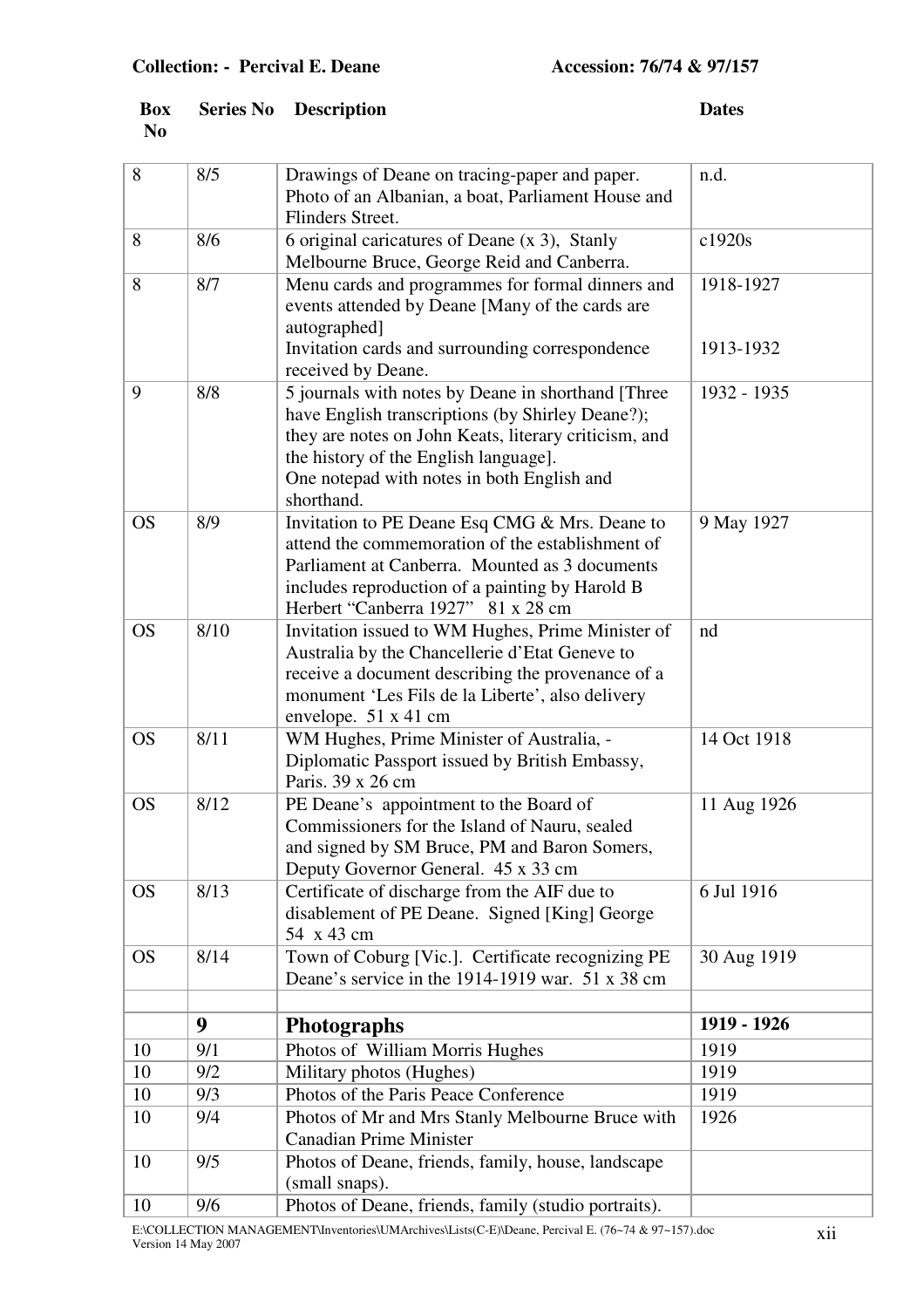**Collection: - Percival E. Deane** **Accession: 76/74 & 97/157**

| Box No | Series No | Description | Dates |
|---|---|---|---|
| 8 | 8/5 | Drawings of Deane on tracing-paper and paper. Photo of an Albanian, a boat, Parliament House and Flinders Street. | n.d. |
| 8 | 8/6 | 6 original caricatures of Deane (x 3), Stanly Melbourne Bruce, George Reid and Canberra. | c1920s |
| 8 | 8/7 | Menu cards and programmes for formal dinners and events attended by Deane [Many of the cards are autographed]<br>Invitation cards and surrounding correspondence received by Deane. | 1918-1927<br><br>1913-1932 |
| 9 | 8/8 | 5 journals with notes by Deane in shorthand [Three have English transcriptions (by Shirley Deane?); they are notes on John Keats, literary criticism, and the history of the English language].<br>One notepad with notes in both English and shorthand. | 1932 - 1935 |
| OS | 8/9 | Invitation to PE Deane Esq CMG & Mrs. Deane to attend the commemoration of the establishment of Parliament at Canberra. Mounted as 3 documents includes reproduction of a painting by Harold B Herbert "Canberra 1927" 81 x 28 cm | 9 May 1927 |
| OS | 8/10 | Invitation issued to WM Hughes, Prime Minister of Australia by the Chancellerie d'Etat Geneve to receive a document describing the provenance of a monument 'Les Fils de la Liberte', also delivery envelope. 51 x 41 cm | nd |
| OS | 8/11 | WM Hughes, Prime Minister of Australia, - Diplomatic Passport issued by British Embassy, Paris. 39 x 26 cm | 14 Oct 1918 |
| OS | 8/12 | PE Deane's appointment to the Board of Commissioners for the Island of Nauru, sealed and signed by SM Bruce, PM and Baron Somers, Deputy Governor General. 45 x 33 cm | 11 Aug 1926 |
| OS | 8/13 | Certificate of discharge from the AIF due to disablement of PE Deane. Signed [King] George 54 x 43 cm | 6 Jul 1916 |
| OS | 8/14 | Town of Coburg [Vic.]. Certificate recognizing PE Deane's service in the 1914-1919 war. 51 x 38 cm | 30 Aug 1919 |
| | | | |
| | **9** | **Photographs** | **1919 - 1926** |
| 10 | 9/1 | Photos of William Morris Hughes | 1919 |
| 10 | 9/2 | Military photos (Hughes) | 1919 |
| 10 | 9/3 | Photos of the Paris Peace Conference | 1919 |
| 10 | 9/4 | Photos of Mr and Mrs Stanly Melbourne Bruce with Canadian Prime Minister | 1926 |
| 10 | 9/5 | Photos of Deane, friends, family, house, landscape (small snaps). | |
| 10 | 9/6 | Photos of Deane, friends, family (studio portraits). | |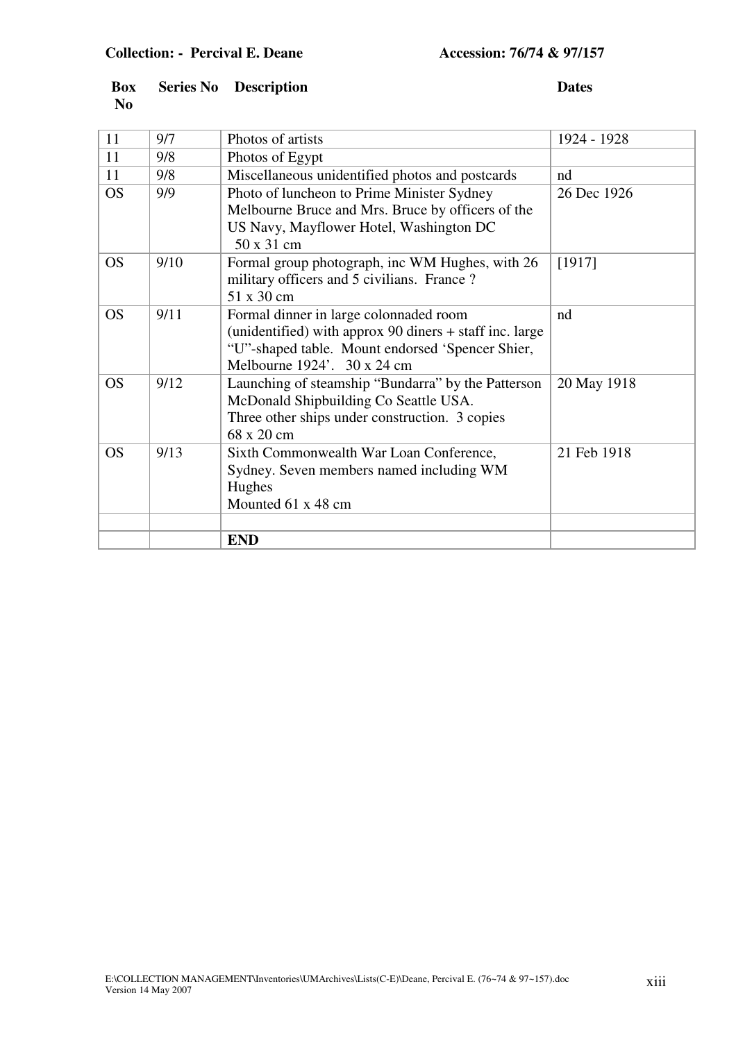**Collection: - Percival E. Deane** **Accession: 76/74 & 97/157**

| Box No | Series No | Description | Dates |
|---|---|---|---|
| 11 | 9/7 | Photos of artists | 1924 - 1928 |
| 11 | 9/8 | Photos of Egypt | |
| 11 | 9/8 | Miscellaneous unidentified photos and postcards | nd |
| OS | 9/9 | Photo of luncheon to Prime Minister Sydney Melbourne Bruce and Mrs. Bruce by officers of the US Navy, Mayflower Hotel, Washington DC 50 x 31 cm | 26 Dec 1926 |
| OS | 9/10 | Formal group photograph, inc WM Hughes, with 26 military officers and 5 civilians. France ? 51 x 30 cm | [1917] |
| OS | 9/11 | Formal dinner in large colonnaded room (unidentified) with approx 90 diners + staff inc. large "U"-shaped table. Mount endorsed 'Spencer Shier, Melbourne 1924'. 30 x 24 cm | nd |
| OS | 9/12 | Launching of steamship "Bundarra" by the Patterson McDonald Shipbuilding Co Seattle USA. Three other ships under construction. 3 copies 68 x 20 cm | 20 May 1918 |
| OS | 9/13 | Sixth Commonwealth War Loan Conference, Sydney. Seven members named including WM Hughes Mounted 61 x 48 cm | 21 Feb 1918 |
| | | | |
| | | **END** | |

E:\COLLECTION MANAGEMENT\Inventories\UMArchives\Lists(C-E)\Deane, Percival E. (76~74 & 97~157).doc
Version 14 May 2007